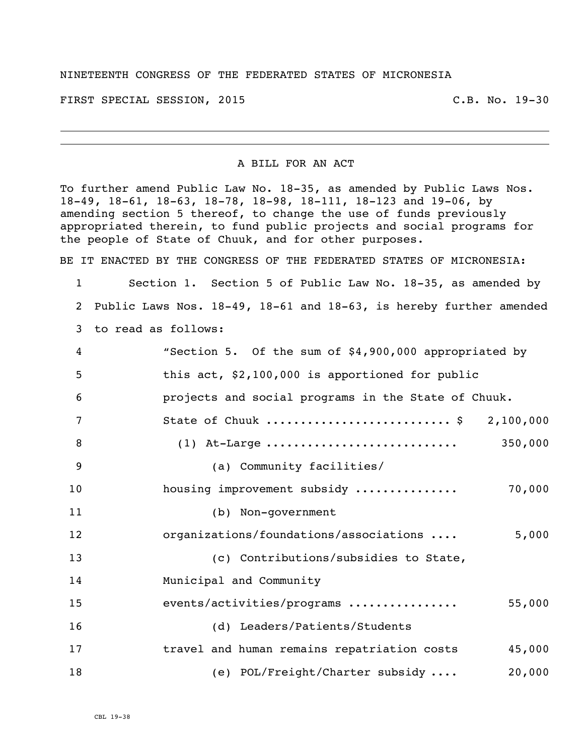NINETEENTH CONGRESS OF THE FEDERATED STATES OF MICRONESIA

FIRST SPECIAL SESSION, 2015 C.B. No. 19-30

---

A BILL FOR AN ACT

To further amend Public Law No. 18-35, as amended by Public Laws Nos. 18-49, 18-61, 18-63, 18-78, 18-98, 18-111, 18-123 and 19-06, by amending section 5 thereof, to change the use of funds previously appropriated therein, to fund public projects and social programs for the people of State of Chuuk, and for other purposes.

BE IT ENACTED BY THE CONGRESS OF THE FEDERATED STATES OF MICRONESIA:

1 Section 1. Section 5 of Public Law No. 18-35, as amended by
2 Public Laws Nos. 18-49, 18-61 and 18-63, is hereby further amended
3 to read as follows:

4 "Section 5. Of the sum of $4,900,000 appropriated by
5 this act, $2,100,000 is apportioned for public
6 projects and social programs in the State of Chuuk.

7 State of Chuuk .......................... $ 2,100,000
8 (1) At-Large ........................... 350,000
9 (a) Community facilities/
10 housing improvement subsidy .............. 70,000
11 (b) Non-government
12 organizations/foundations/associations .... 5,000
13 (c) Contributions/subsidies to State,
14 Municipal and Community
15 events/activities/programs ............... 55,000
16 (d) Leaders/Patients/Students
17 travel and human remains repatriation costs 45,000
18 (e) POL/Freight/Charter subsidy .... 20,000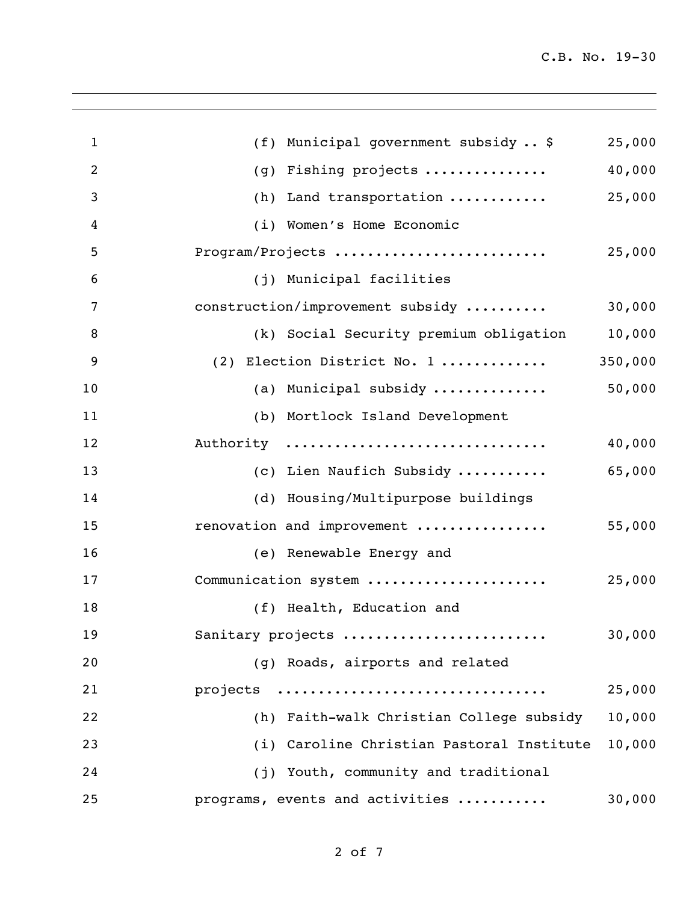(f) Municipal government subsidy .. $ 25,000

(g) Fishing projects .............. 40,000

(h) Land transportation ........... 25,000

(i) Women's Home Economic Program/Projects ......................... 25,000

(j) Municipal facilities construction/improvement subsidy .......... 30,000

(k) Social Security premium obligation 10,000

(2) Election District No. 1 ............ 350,000

(a) Municipal subsidy ............. 50,000

(b) Mortlock Island Development Authority .............................. 40,000

(c) Lien Naufich Subsidy ........... 65,000

(d) Housing/Multipurpose buildings renovation and improvement ............... 55,000

(e) Renewable Energy and Communication system ..................... 25,000

(f) Health, Education and Sanitary projects ........................ 30,000

(g) Roads, airports and related projects ............................... 25,000

(h) Faith-walk Christian College subsidy 10,000

(i) Caroline Christian Pastoral Institute 10,000

(j) Youth, community and traditional programs, events and activities .......... 30,000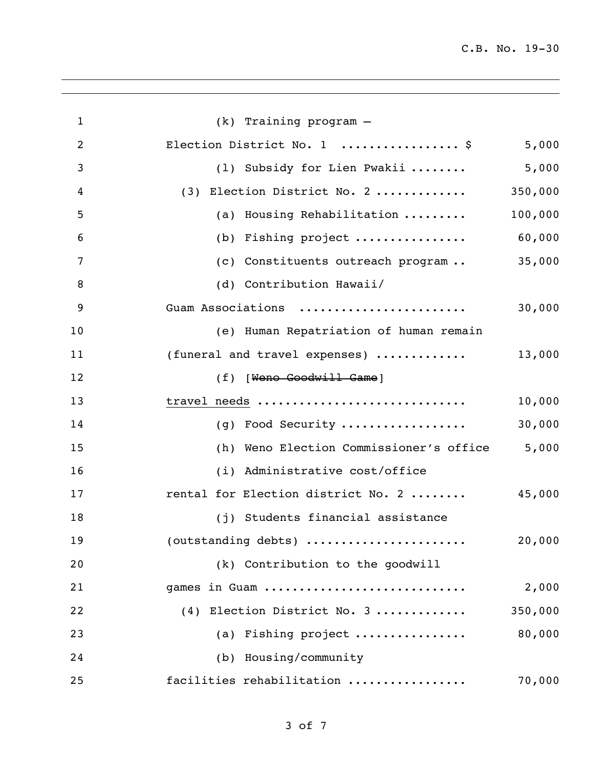(k) Training program –
Election District No. 1 ................. $ 5,000

(l) Subsidy for Lien Pwakii ........ 5,000

(3) Election District No. 2 ............ 350,000

(a) Housing Rehabilitation ......... 100,000

(b) Fishing project ............... 60,000

(c) Constituents outreach program .. 35,000

(d) Contribution Hawaii/
Guam Associations ....................... 30,000

(e) Human Repatriation of human remain
(funeral and travel expenses) ............ 13,000

(f) [~~Weno Goodwill Game~~]
<u>travel needs</u> ............................ 10,000

(g) Food Security ................. 30,000

(h) Weno Election Commissioner's office 5,000

(i) Administrative cost/office
rental for Election district No. 2 ........ 45,000

(j) Students financial assistance
(outstanding debts) ...................... 20,000

(k) Contribution to the goodwill
games in Guam ............................ 2,000

(4) Election District No. 3 ............ 350,000

(a) Fishing project ............... 80,000

(b) Housing/community
facilities rehabilitation ................ 70,000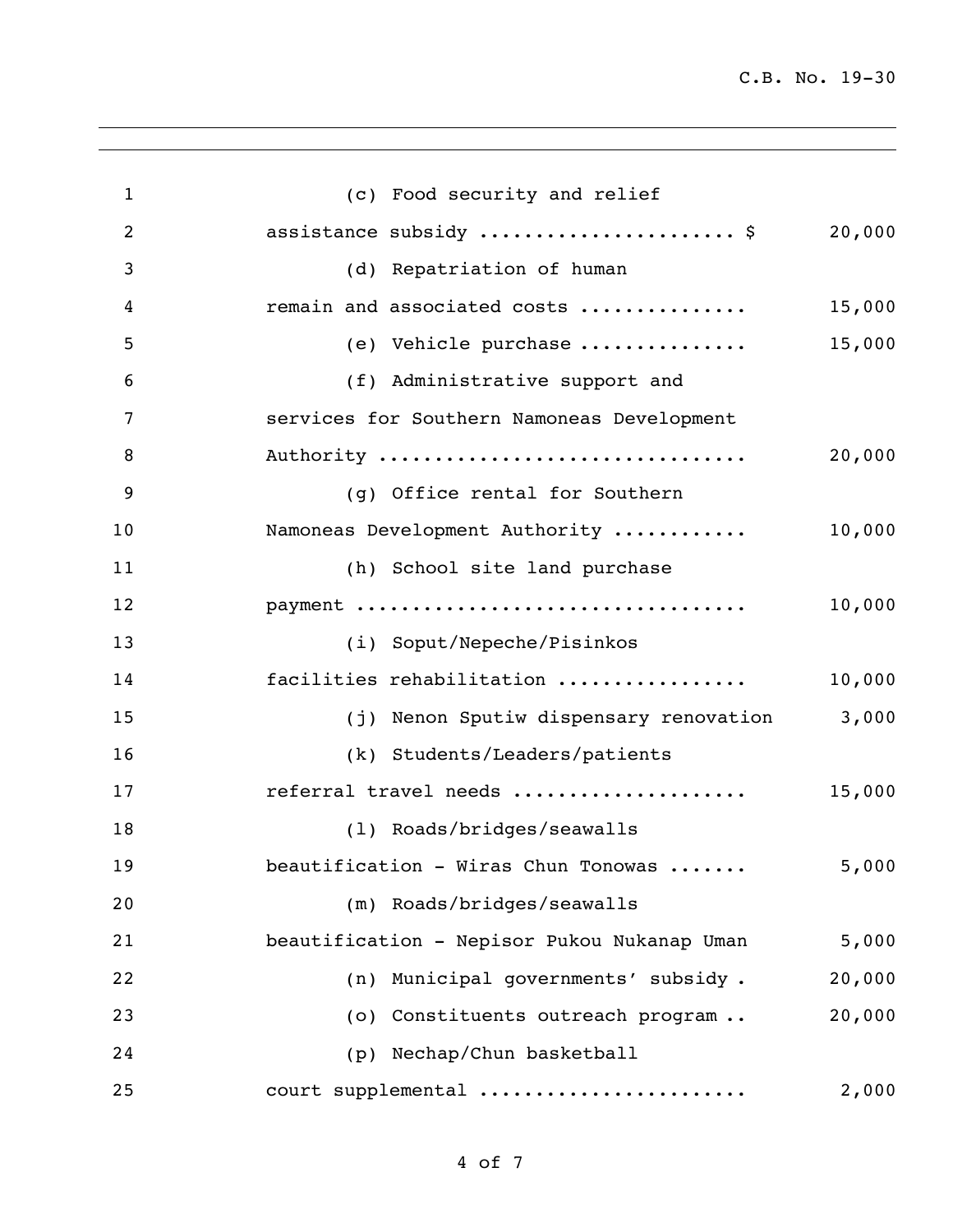| Item | Amount |
|---|---|
| (c) Food security and relief assistance subsidy | $ 20,000 |
| (d) Repatriation of human remain and associated costs | 15,000 |
| (e) Vehicle purchase | 15,000 |
| (f) Administrative support and services for Southern Namoneas Development Authority | 20,000 |
| (g) Office rental for Southern Namoneas Development Authority | 10,000 |
| (h) School site land purchase payment | 10,000 |
| (i) Soput/Nepeche/Pisinkos facilities rehabilitation | 10,000 |
| (j) Nenon Sputiw dispensary renovation | 3,000 |
| (k) Students/Leaders/patients referral travel needs | 15,000 |
| (l) Roads/bridges/seawalls beautification - Wiras Chun Tonowas | 5,000 |
| (m) Roads/bridges/seawalls beautification - Nepisor Pukou Nukanap Uman | 5,000 |
| (n) Municipal governments' subsidy | 20,000 |
| (o) Constituents outreach program | 20,000 |
| (p) Nechap/Chun basketball court supplemental | 2,000 |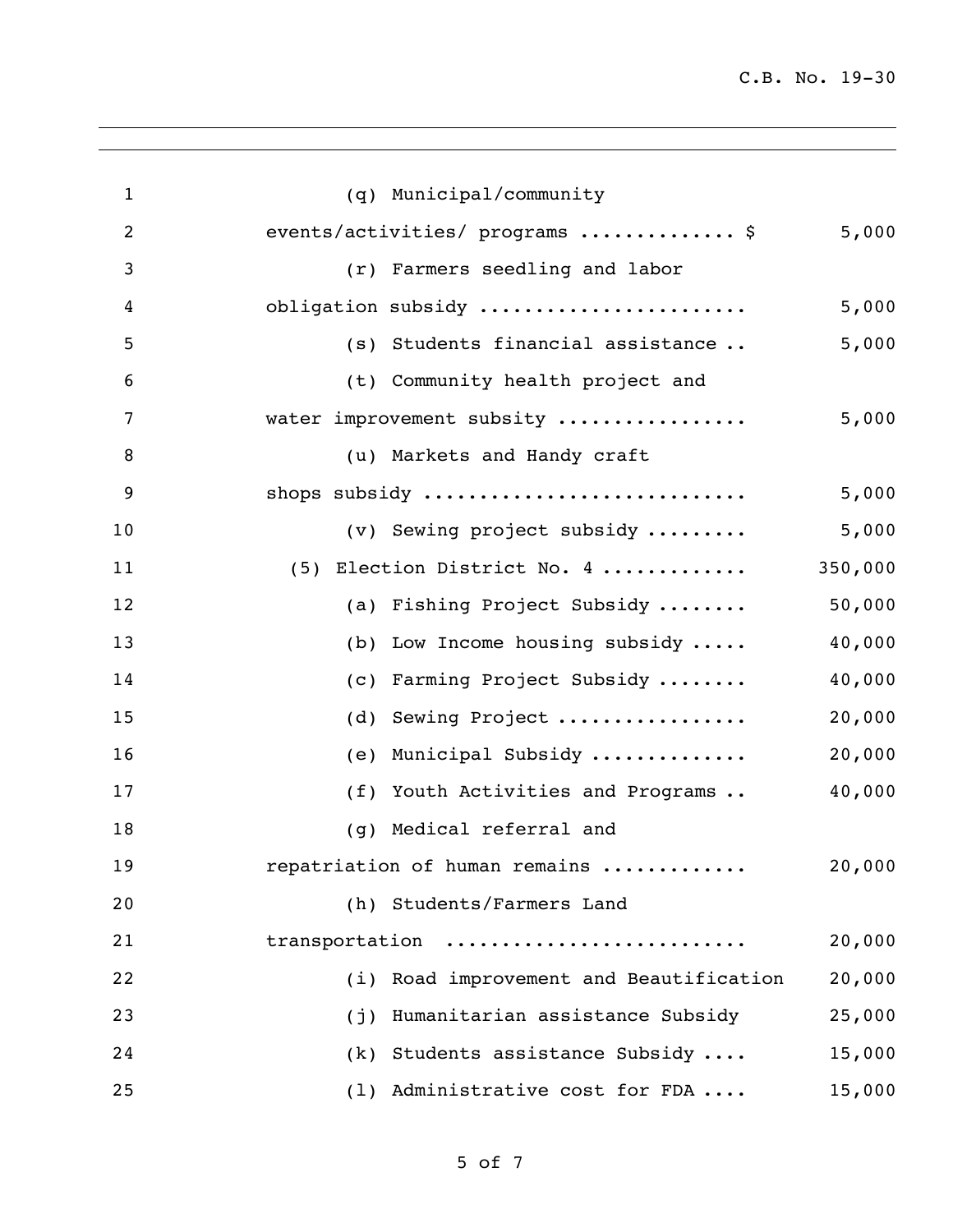(q) Municipal/community events/activities/ programs .............. $ 5,000

(r) Farmers seedling and labor obligation subsidy ....................... 5,000

(s) Students financial assistance .. 5,000

(t) Community health project and water improvement subsity ................ 5,000

(u) Markets and Handy craft shops subsidy ............................ 5,000

(v) Sewing project subsidy ......... 5,000

(5) Election District No. 4 ............ 350,000

(a) Fishing Project Subsidy ........ 50,000

(b) Low Income housing subsidy ..... 40,000

(c) Farming Project Subsidy ........ 40,000

(d) Sewing Project ................ 20,000

(e) Municipal Subsidy ............. 20,000

(f) Youth Activities and Programs .. 40,000

(g) Medical referral and repatriation of human remains ............ 20,000

(h) Students/Farmers Land transportation .......................... 20,000

(i) Road improvement and Beautification 20,000

(j) Humanitarian assistance Subsidy 25,000

(k) Students assistance Subsidy .... 15,000

(l) Administrative cost for FDA .... 15,000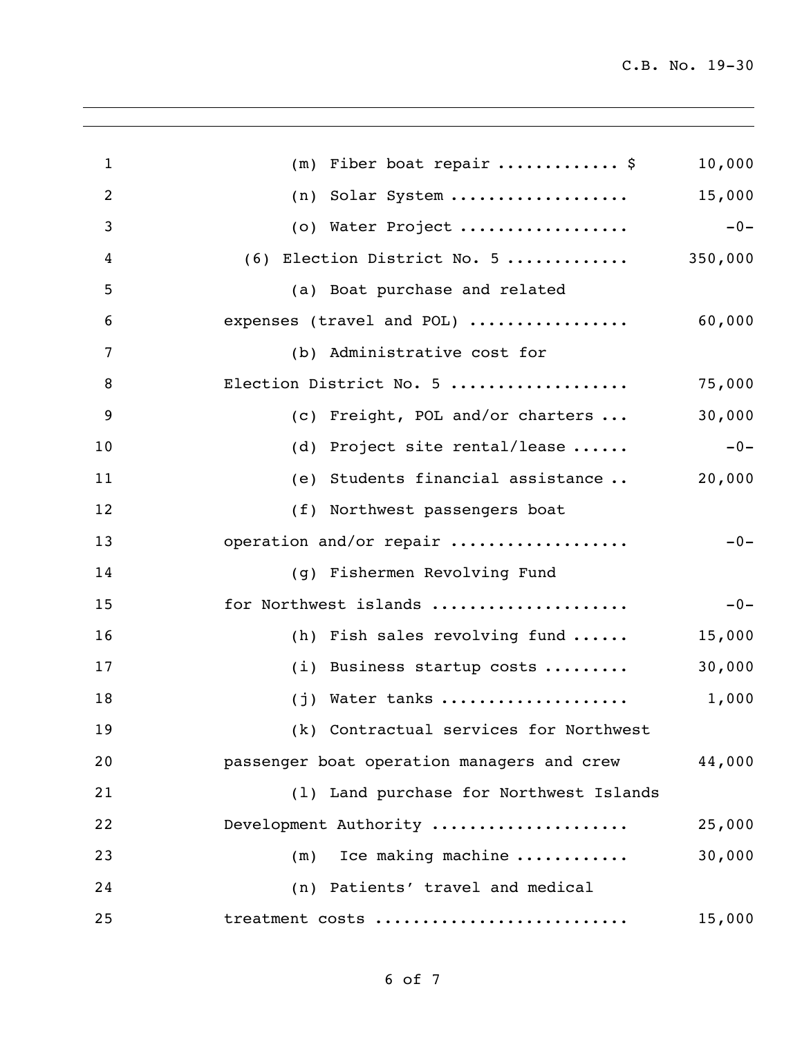(m) Fiber boat repair ............ $ 10,000

(n) Solar System .................. 15,000

(o) Water Project ................. -0-

(6) Election District No. 5 ............ 350,000

(a) Boat purchase and related expenses (travel and POL) ................ 60,000

(b) Administrative cost for Election District No. 5 .................. 75,000

(c) Freight, POL and/or charters ... 30,000

(d) Project site rental/lease ...... -0-

(e) Students financial assistance .. 20,000

(f) Northwest passengers boat operation and/or repair .................. -0-

(g) Fishermen Revolving Fund for Northwest islands .................... -0-

(h) Fish sales revolving fund ...... 15,000

(i) Business startup costs ......... 30,000

(j) Water tanks ................... 1,000

(k) Contractual services for Northwest passenger boat operation managers and crew 44,000

(l) Land purchase for Northwest Islands Development Authority .................... 25,000

(m) Ice making machine ........... 30,000

(n) Patients' travel and medical treatment costs .......................... 15,000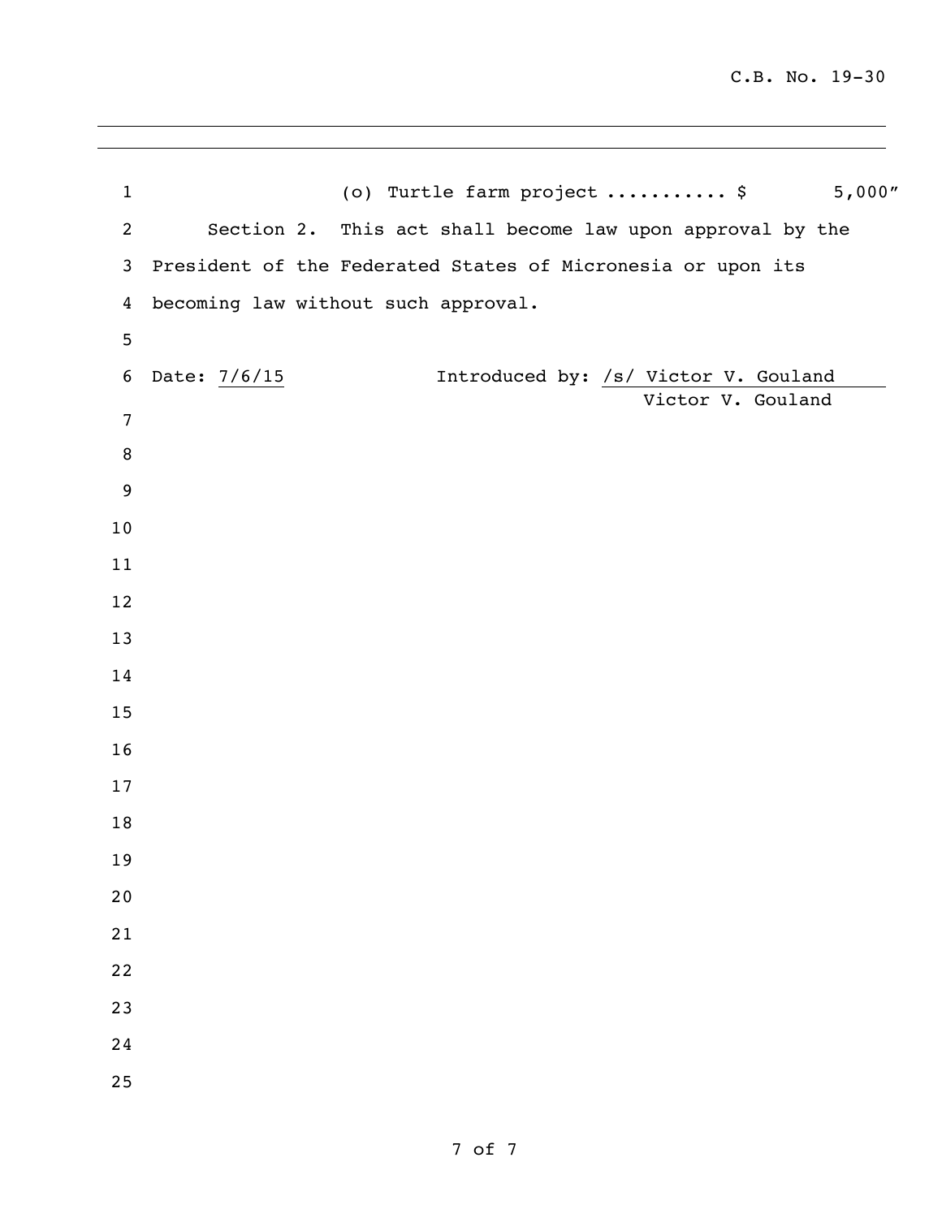(o) Turtle farm project ........... $ 5,000"

Section 2. This act shall become law upon approval by the President of the Federated States of Micronesia or upon its becoming law without such approval.

Date: 7/6/15

Introduced by: /s/ Victor V. Gouland
Victor V. Gouland